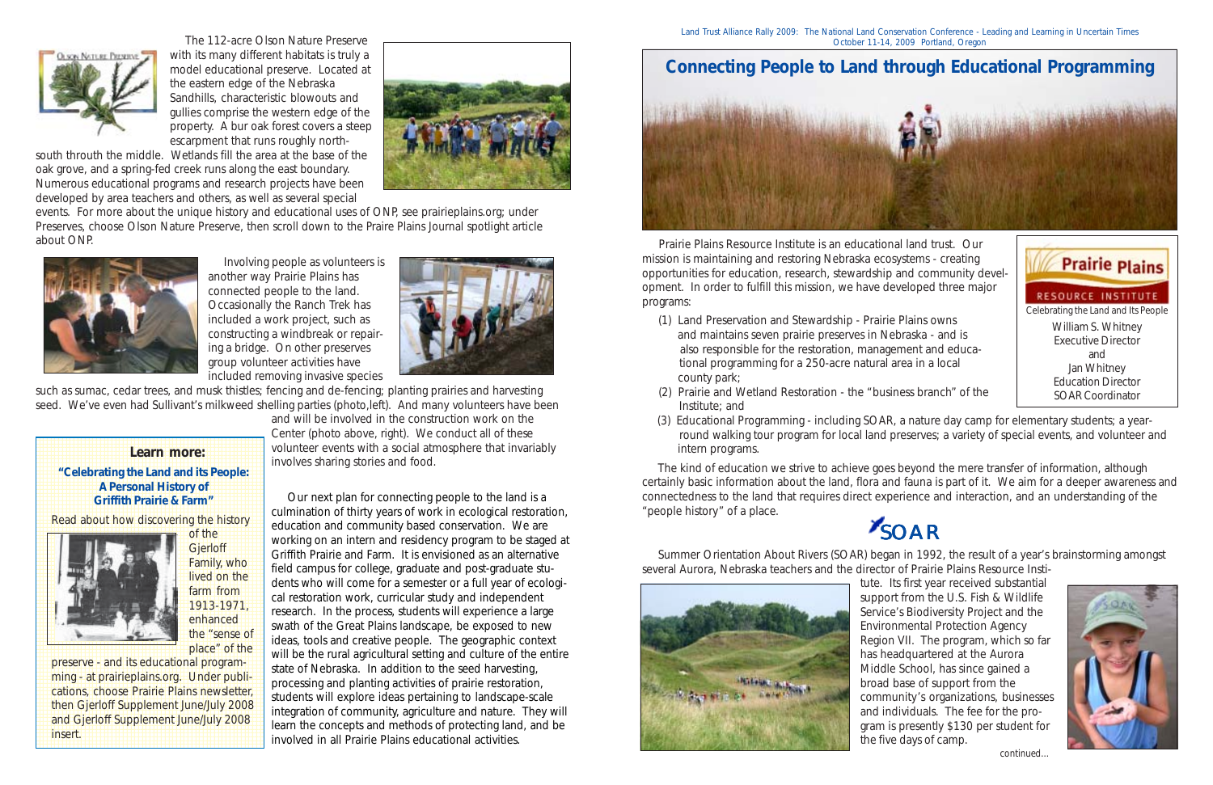The 112-acre Olson Nature Preserve with its many different habitats is truly a model educational preserve. Located at the eastern edge of the Nebraska Sandhills, characteristic blowouts and gullies comprise the western edge of the property. A bur oak forest covers a steep escarpment that runs roughly north-south throuth the middle. Wetlands fill the area at the base of the oak grove, and a spring-fed creek runs along the east boundary. Numerous educational programs and research projects have been developed by area teachers and others, as well as several special events. For more about the unique history and educational uses of ONP, see prairieplains.org; under Preserves, choose Olson Nature Preserve, then scroll down to the Praire Plains Journal spotlight article about ONP.

Involving people as volunteers is another way Prairie Plains has connected people to the land. Occasionally the Ranch Trek has included a work project, such as constructing a windbreak or repairing a bridge. On other preserves group volunteer activities have included removing invasive species such as sumac, cedar trees, and musk thistles; fencing and de-fencing; planting prairies and harvesting seed. We've even had Sullivant's milkweed shelling parties (photo,left). And many volunteers have been and will be involved in the construction work on the Center (photo above, right). We conduct all of these volunteer events with a social atmosphere that invariably involves sharing stories and food.

**Learn more:**

**"Celebrating the Land and its People: A Personal History of Griffith Prairie & Farm"**

Read about how discovering the history of the Gjerloff Family, who lived on the farm from 1913-1971, enhanced the "sense of place" of the preserve - and its educational programming - at prairieplains.org. Under publications, choose Prairie Plains newsletter, then Gjerloff Supplement June/July 2008 and Gjerloff Supplement June/July 2008 insert.

Our next plan for connecting people to the land is a culmination of thirty years of work in ecological restoration, education and community based conservation. We are working on an intern and residency program to be staged at Griffith Prairie and Farm. It is envisioned as an alternative field campus for college, graduate and post-graduate students who will come for a semester or a full year of ecological restoration work, curricular study and independent research. In the process, students will experience a large swath of the Great Plains landscape, be exposed to new ideas, tools and creative people. The geographic context will be the rural agricultural setting and culture of the entire state of Nebraska. In addition to the seed harvesting, processing and planting activities of prairie restoration, students will explore ideas pertaining to landscape-scale integration of community, agriculture and nature. They will learn the concepts and methods of protecting land, and be involved in all Prairie Plains educational activities.

Land Trust Alliance Rally 2009: The National Land Conservation Conference - Leading and Learning in Uncertain Times
October 11-14, 2009 Portland, Oregon

# Connecting People to Land through Educational Programming

Prairie Plains Resource Institute is an educational land trust. Our mission is maintaining and restoring Nebraska ecosystems - creating opportunities for education, research, stewardship and community development. In order to fulfill this mission, we have developed three major programs:

(1) Land Preservation and Stewardship - Prairie Plains owns and maintains seven prairie preserves in Nebraska - and is also responsible for the restoration, management and educational programming for a 250-acre natural area in a local county park;

(2) Prairie and Wetland Restoration - the "business branch" of the Institute; and

(3) Educational Programming - including SOAR, a nature day camp for elementary students; a year-round walking tour program for local land preserves; a variety of special events, and volunteer and intern programs.

Prairie Plains RESOURCE INSTITUTE
Celebrating the Land and Its People
William S. Whitney
Executive Director
and
Jan Whitney
Education Director
SOAR Coordinator

The kind of education we strive to achieve goes beyond the mere transfer of information, although certainly basic information about the land, flora and fauna is part of it. We aim for a deeper awareness and connectedness to the land that requires direct experience and interaction, and an understanding of the "people history" of a place.

## SOAR

Summer Orientation About Rivers (SOAR) began in 1992, the result of a year's brainstorming amongst several Aurora, Nebraska teachers and the director of Prairie Plains Resource Institute. Its first year received substantial support from the U.S. Fish & Wildlife Service's Biodiversity Project and the Environmental Protection Agency Region VII. The program, which so far has headquartered at the Aurora Middle School, has since gained a broad base of support from the community's organizations, businesses and individuals. The fee for the program is presently $130 per student for the five days of camp.

continued...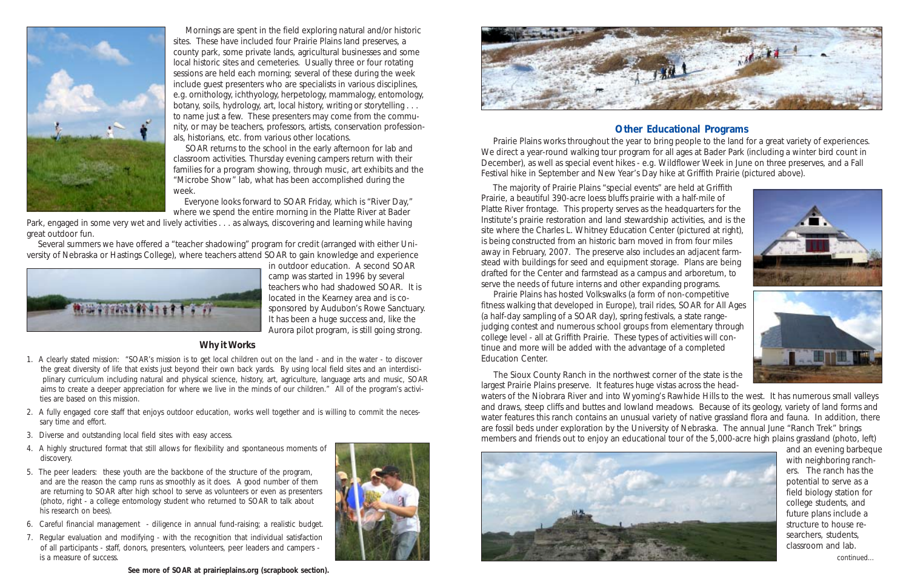Mornings are spent in the field exploring natural and/or historic sites. These have included four Prairie Plains land preserves, a county park, some private lands, agricultural businesses and some local historic sites and cemeteries. Usually three or four rotating sessions are held each morning; several of these during the week include guest presenters who are specialists in various disciplines, e.g. ornithology, ichthyology, herpetology, mammalogy, entomology, botany, soils, hydrology, art, local history, writing or storytelling . . . to name just a few. These presenters may come from the community, or may be teachers, professors, artists, conservation professionals, historians, etc. from various other locations.

SOAR returns to the school in the early afternoon for lab and classroom activities. Thursday evening campers return with their families for a program showing, through music, art exhibits and the "Microbe Show" lab, what has been accomplished during the week.

Everyone looks forward to SOAR Friday, which is "River Day," where we spend the entire morning in the Platte River at Bader Park, engaged in some very wet and lively activities . . . as always, discovering and learning while having great outdoor fun.

Several summers we have offered a "teacher shadowing" program for credit (arranged with either University of Nebraska or Hastings College), where teachers attend SOAR to gain knowledge and experience in outdoor education. A second SOAR camp was started in 1996 by several teachers who had shadowed SOAR. It is located in the Kearney area and is co-sponsored by Audubon's Rowe Sanctuary. It has been a huge success and, like the Aurora pilot program, is still going strong.

### Why it Works

1. A clearly stated mission: "SOAR's mission is to get local children out on the land - and in the water - to discover the great diversity of life that exists just beyond their own back yards. By using local field sites and an interdisciplinary curriculum including natural and physical science, history, art, agriculture, language arts and music, SOAR aims to create a deeper appreciation for where we live in the minds of our children." All of the program's activities are based on this mission.
2. A fully engaged core staff that enjoys outdoor education, works well together and is willing to commit the necessary time and effort.
3. Diverse and outstanding local field sites with easy access.
4. A highly structured format that still allows for flexibility and spontaneous moments of discovery.
5. The peer leaders: these youth are the backbone of the structure of the program, and are the reason the camp runs as smoothly as it does. A good number of them are returning to SOAR after high school to serve as volunteers or even as presenters (photo, right - a college entomology student who returned to SOAR to talk about his research on bees).
6. Careful financial management - diligence in annual fund-raising; a realistic budget.
7. Regular evaluation and modifying - with the recognition that individual satisfaction of all participants - staff, donors, presenters, volunteers, peer leaders and campers - is a measure of success.

**See more of SOAR at prairieplains.org (scrapbook section).**

## Other Educational Programs

Prairie Plains works throughout the year to bring people to the land for a great variety of experiences. We direct a year-round walking tour program for all ages at Bader Park (including a winter bird count in December), as well as special event hikes - e.g. Wildflower Week in June on three preserves, and a Fall Festival hike in September and New Year's Day hike at Griffith Prairie (pictured above).

The majority of Prairie Plains "special events" are held at Griffith Prairie, a beautiful 390-acre loess bluffs prairie with a half-mile of Platte River frontage. This property serves as the headquarters for the Institute's prairie restoration and land stewardship activities, and is the site where the Charles L. Whitney Education Center (pictured at right), is being constructed from an historic barn moved in from four miles away in February, 2007. The preserve also includes an adjacent farmstead with buildings for seed and equipment storage. Plans are being drafted for the Center and farmstead as a campus and arboretum, to serve the needs of future interns and other expanding programs.

Prairie Plains has hosted Volkswalks (a form of non-competitive fitness walking that developed in Europe), trail rides, SOAR for All Ages (a half-day sampling of a SOAR day), spring festivals, a state range-judging contest and numerous school groups from elementary through college level - all at Griffith Prairie. These types of activities will continue and more will be added with the advantage of a completed Education Center.

The Sioux County Ranch in the northwest corner of the state is the largest Prairie Plains preserve. It features huge vistas across the headwaters of the Niobrara River and into Wyoming's Rawhide Hills to the west. It has numerous small valleys and draws, steep cliffs and buttes and lowland meadows. Because of its geology, variety of land forms and water features this ranch contains an unusual variety of native grassland flora and fauna. In addition, there are fossil beds under exploration by the University of Nebraska. The annual June "Ranch Trek" brings members and friends out to enjoy an educational tour of the 5,000-acre high plains grassland (photo, left) and an evening barbeque with neighboring ranchers. The ranch has the potential to serve as a field biology station for college students, and future plans include a structure to house researchers, students, classroom and lab.

*continued...*